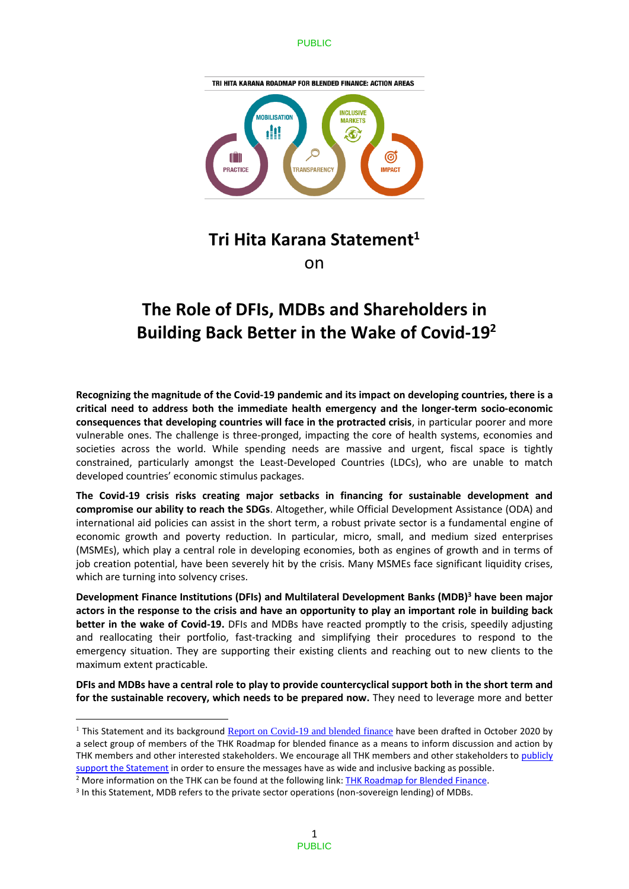TRI HITA KARANA ROADMAP FOR BLENDED FINANCE: ACTION AREAS

MOBILISATION · INCLUSIVE MARKETS · PRACTICE · TRANSPARENCY · IMPACT

# Tri Hita Karana Statement[1]

on

# The Role of DFIs, MDBs and Shareholders in Building Back Better in the Wake of Covid-19[2]

**Recognizing the magnitude of the Covid-19 pandemic and its impact on developing countries, there is a critical need to address both the immediate health emergency and the longer-term socio-economic consequences that developing countries will face in the protracted crisis**, in particular poorer and more vulnerable ones. The challenge is three-pronged, impacting the core of health systems, economies and societies across the world. While spending needs are massive and urgent, fiscal space is tightly constrained, particularly amongst the Least-Developed Countries (LDCs), who are unable to match developed countries' economic stimulus packages.

**The Covid-19 crisis risks creating major setbacks in financing for sustainable development and compromise our ability to reach the SDGs**. Altogether, while Official Development Assistance (ODA) and international aid policies can assist in the short term, a robust private sector is a fundamental engine of economic growth and poverty reduction. In particular, micro, small, and medium sized enterprises (MSMEs), which play a central role in developing economies, both as engines of growth and in terms of job creation potential, have been severely hit by the crisis. Many MSMEs face significant liquidity crises, which are turning into solvency crises.

**Development Finance Institutions (DFIs) and Multilateral Development Banks (MDB)[3] have been major actors in the response to the crisis and have an opportunity to play an important role in building back better in the wake of Covid-19.** DFIs and MDBs have reacted promptly to the crisis, speedily adjusting and reallocating their portfolio, fast-tracking and simplifying their procedures to respond to the emergency situation. They are supporting their existing clients and reaching out to new clients to the maximum extent practicable.

**DFIs and MDBs have a central role to play to provide countercyclical support both in the short term and for the sustainable recovery, which needs to be prepared now.** They need to leverage more and better

---

[1] This Statement and its background Report on Covid-19 and blended finance have been drafted in October 2020 by a select group of members of the THK Roadmap for blended finance as a means to inform discussion and action by THK members and other interested stakeholders. We encourage all THK members and other stakeholders to publicly support the Statement in order to ensure the messages have as wide and inclusive backing as possible.

[2] More information on the THK can be found at the following link: THK Roadmap for Blended Finance.

[3] In this Statement, MDB refers to the private sector operations (non-sovereign lending) of MDBs.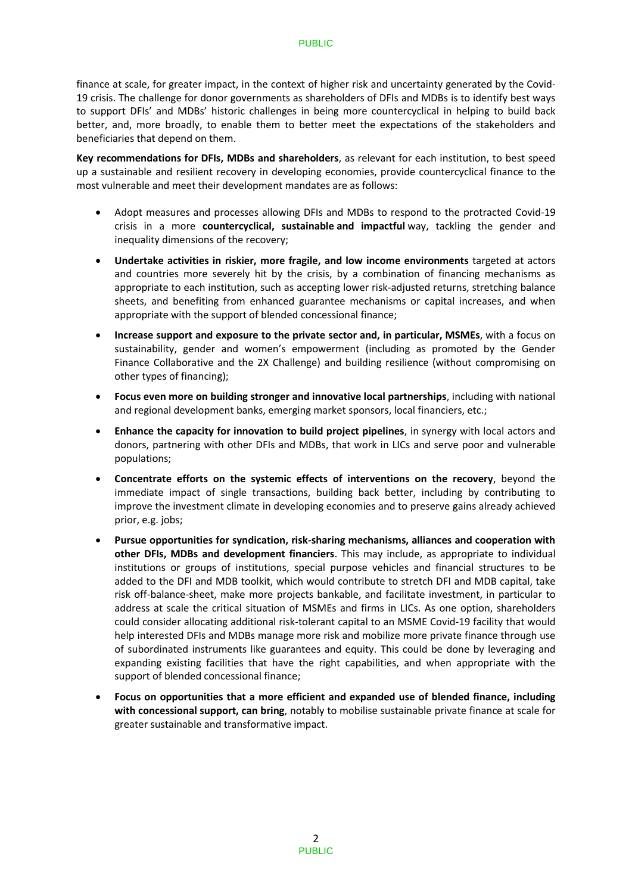finance at scale, for greater impact, in the context of higher risk and uncertainty generated by the Covid-19 crisis. The challenge for donor governments as shareholders of DFIs and MDBs is to identify best ways to support DFIs' and MDBs' historic challenges in being more countercyclical in helping to build back better, and, more broadly, to enable them to better meet the expectations of the stakeholders and beneficiaries that depend on them.

**Key recommendations for DFIs, MDBs and shareholders**, as relevant for each institution, to best speed up a sustainable and resilient recovery in developing economies, provide countercyclical finance to the most vulnerable and meet their development mandates are as follows:

- Adopt measures and processes allowing DFIs and MDBs to respond to the protracted Covid-19 crisis in a more **countercyclical, sustainable and impactful** way, tackling the gender and inequality dimensions of the recovery;
- **Undertake activities in riskier, more fragile, and low income environments** targeted at actors and countries more severely hit by the crisis, by a combination of financing mechanisms as appropriate to each institution, such as accepting lower risk-adjusted returns, stretching balance sheets, and benefiting from enhanced guarantee mechanisms or capital increases, and when appropriate with the support of blended concessional finance;
- **Increase support and exposure to the private sector and, in particular, MSMEs**, with a focus on sustainability, gender and women's empowerment (including as promoted by the Gender Finance Collaborative and the 2X Challenge) and building resilience (without compromising on other types of financing);
- **Focus even more on building stronger and innovative local partnerships**, including with national and regional development banks, emerging market sponsors, local financiers, etc.;
- **Enhance the capacity for innovation to build project pipelines**, in synergy with local actors and donors, partnering with other DFIs and MDBs, that work in LICs and serve poor and vulnerable populations;
- **Concentrate efforts on the systemic effects of interventions on the recovery**, beyond the immediate impact of single transactions, building back better, including by contributing to improve the investment climate in developing economies and to preserve gains already achieved prior, e.g. jobs;
- **Pursue opportunities for syndication, risk-sharing mechanisms, alliances and cooperation with other DFIs, MDBs and development financiers**. This may include, as appropriate to individual institutions or groups of institutions, special purpose vehicles and financial structures to be added to the DFI and MDB toolkit, which would contribute to stretch DFI and MDB capital, take risk off-balance-sheet, make more projects bankable, and facilitate investment, in particular to address at scale the critical situation of MSMEs and firms in LICs. As one option, shareholders could consider allocating additional risk-tolerant capital to an MSME Covid-19 facility that would help interested DFIs and MDBs manage more risk and mobilize more private finance through use of subordinated instruments like guarantees and equity. This could be done by leveraging and expanding existing facilities that have the right capabilities, and when appropriate with the support of blended concessional finance;
- **Focus on opportunities that a more efficient and expanded use of blended finance, including with concessional support, can bring**, notably to mobilise sustainable private finance at scale for greater sustainable and transformative impact.